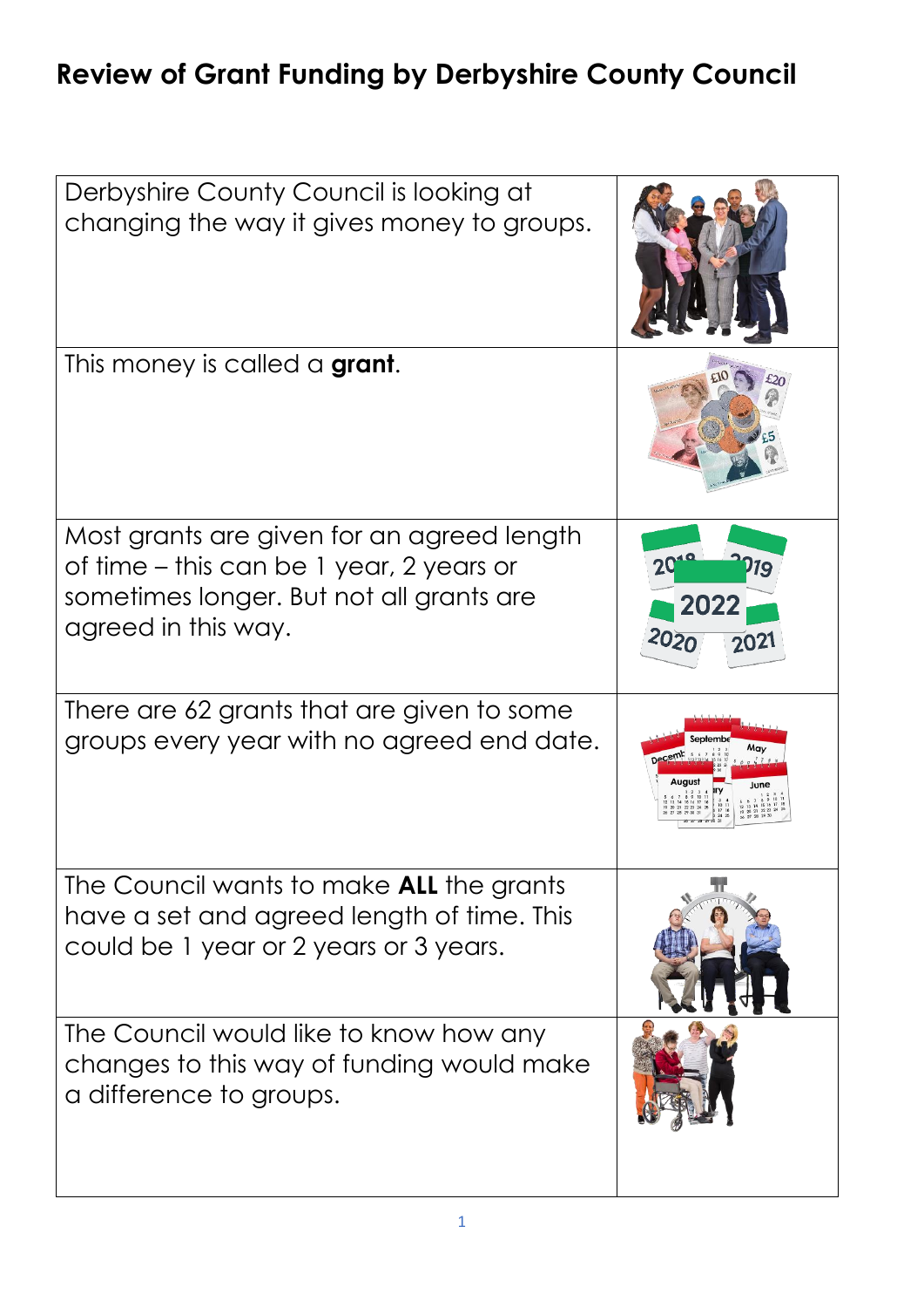# Review of Grant Funding by Derbyshire County Council

| | |
|---|---|
| Derbyshire County Council is looking at changing the way it gives money to groups. | |
| This money is called a **grant**. | |
| Most grants are given for an agreed length of time – this can be 1 year, 2 years or sometimes longer. But not all grants are agreed in this way. | |
| There are 62 grants that are given to some groups every year with no agreed end date. | |
| The Council wants to make **ALL** the grants have a set and agreed length of time. This could be 1 year or 2 years or 3 years. | |
| The Council would like to know how any changes to this way of funding would make a difference to groups. | |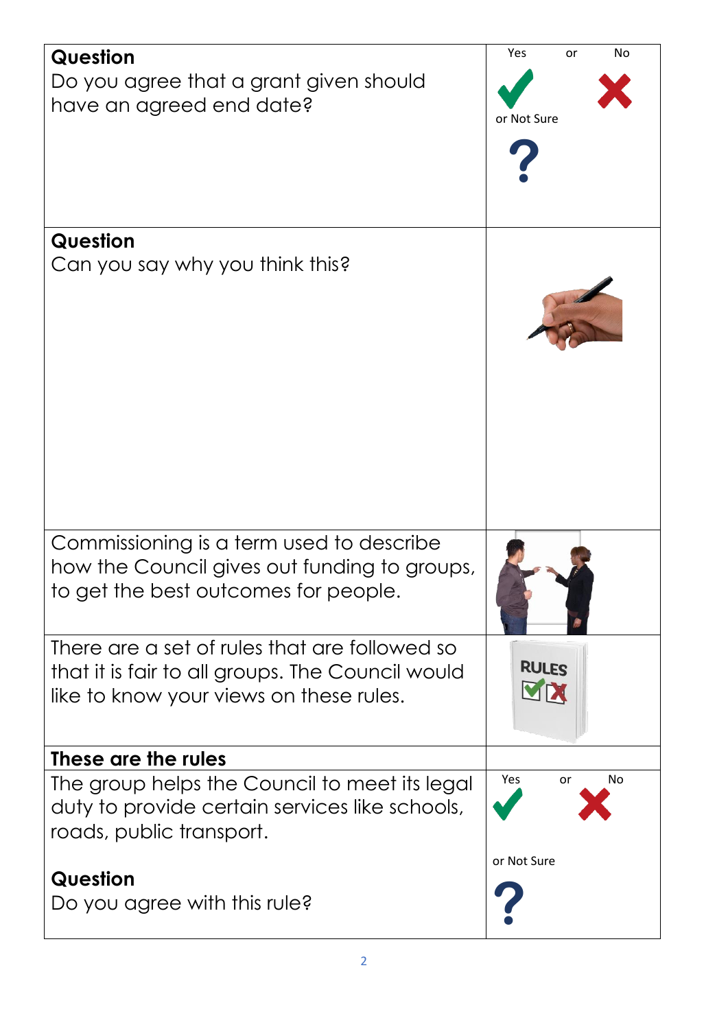**Question**

Do you agree that a grant given should have an agreed end date?

Yes or No

or Not Sure

**Question**

Can you say why you think this?

Commissioning is a term used to describe how the Council gives out funding to groups, to get the best outcomes for people.

There are a set of rules that are followed so that it is fair to all groups. The Council would like to know your views on these rules.

**These are the rules**

The group helps the Council to meet its legal duty to provide certain services like schools, roads, public transport.

**Question**

Do you agree with this rule?

Yes or No

or Not Sure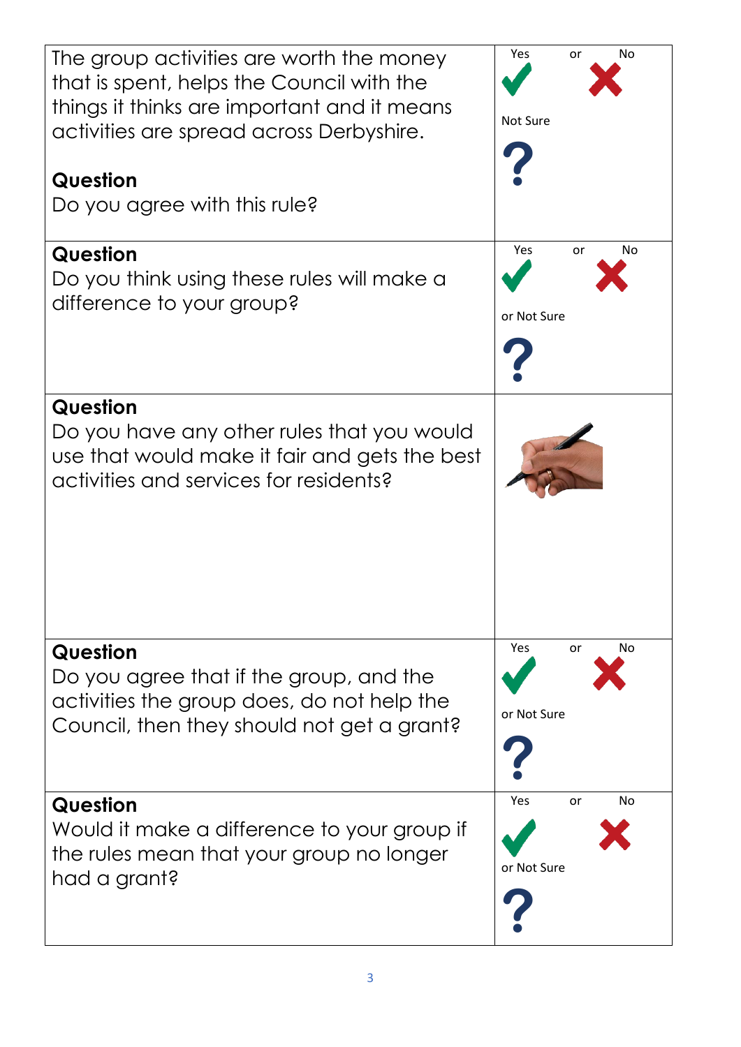| | |
|---|---|
| The group activities are worth the money that is spent, helps the Council with the things it thinks are important and it means activities are spread across Derbyshire.<br><br>**Question**<br>Do you agree with this rule? | Yes or No<br>Not Sure |
| **Question**<br>Do you think using these rules will make a difference to your group? | Yes or No<br>or Not Sure |
| **Question**<br>Do you have any other rules that you would use that would make it fair and gets the best activities and services for residents? | |
| **Question**<br>Do you agree that if the group, and the activities the group does, do not help the Council, then they should not get a grant? | Yes or No<br>or Not Sure |
| **Question**<br>Would it make a difference to your group if the rules mean that your group no longer had a grant? | Yes or No<br>or Not Sure |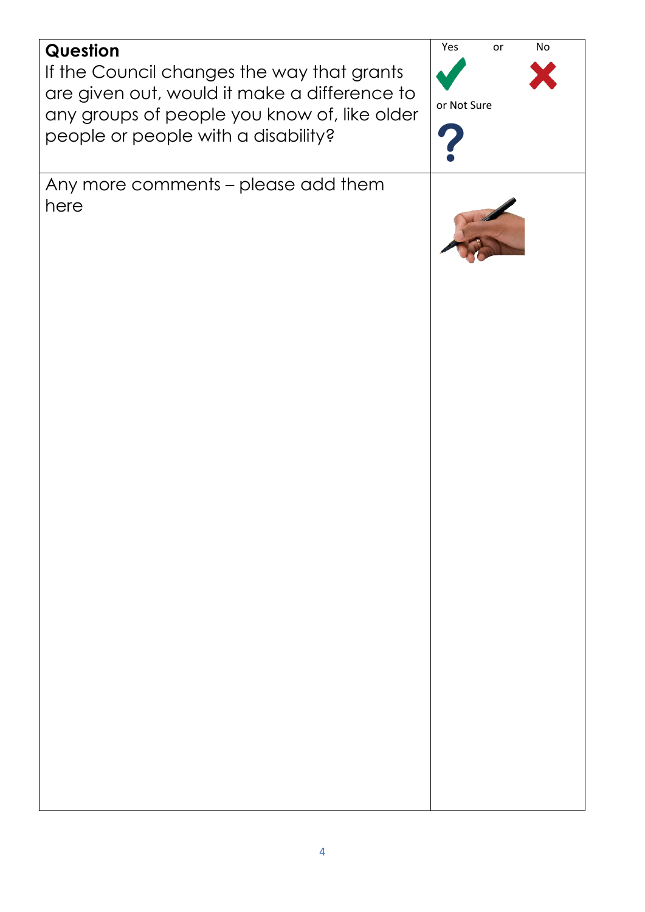| | |
|---|---|
| **Question**<br>If the Council changes the way that grants are given out, would it make a difference to any groups of people you know of, like older people or people with a disability? | Yes or No<br>or Not Sure |
| Any more comments – please add them here | |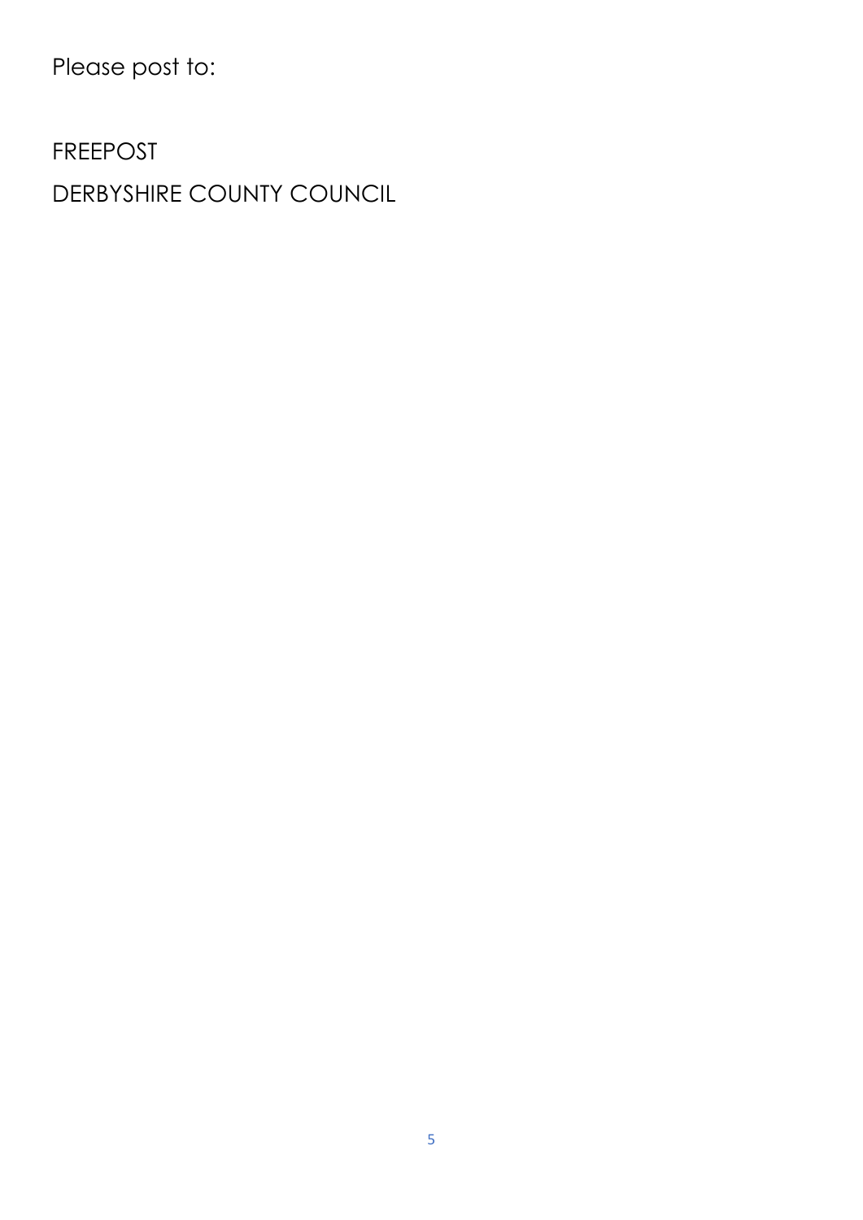Please post to:

FREEPOST

DERBYSHIRE COUNTY COUNCIL